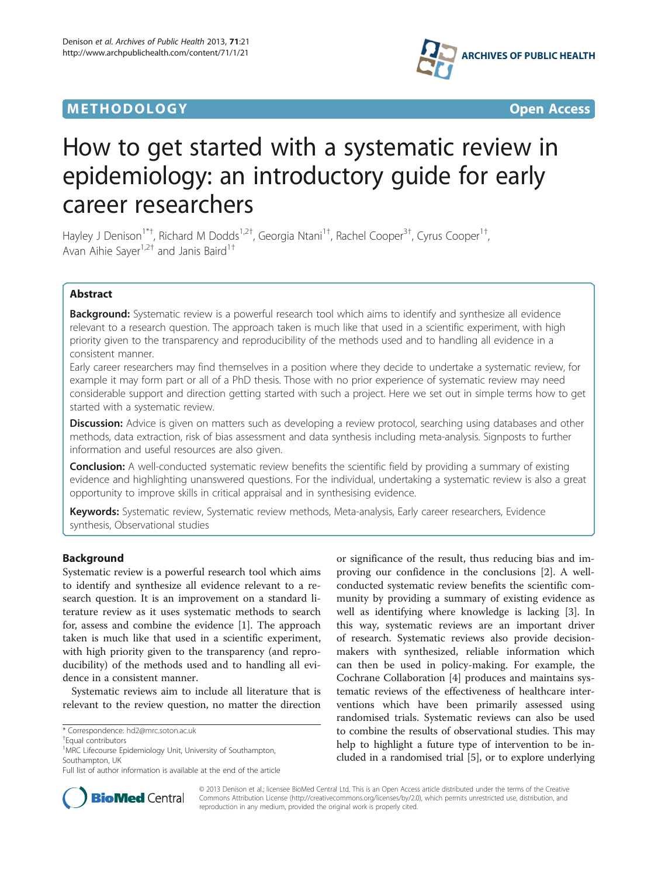METHODOLOGY Open Access

# How to get started with a systematic review in epidemiology: an introductory guide for early career researchers

Hayley J Denison[1*†], Richard M Dodds[1,2†], Georgia Ntani[1†], Rachel Cooper[3†], Cyrus Cooper[1†], Avan Aihie Sayer[1,2†] and Janis Baird[1†]

## Abstract

**Background:** Systematic review is a powerful research tool which aims to identify and synthesize all evidence relevant to a research question. The approach taken is much like that used in a scientific experiment, with high priority given to the transparency and reproducibility of the methods used and to handling all evidence in a consistent manner.

Early career researchers may find themselves in a position where they decide to undertake a systematic review, for example it may form part or all of a PhD thesis. Those with no prior experience of systematic review may need considerable support and direction getting started with such a project. Here we set out in simple terms how to get started with a systematic review.

**Discussion:** Advice is given on matters such as developing a review protocol, searching using databases and other methods, data extraction, risk of bias assessment and data synthesis including meta-analysis. Signposts to further information and useful resources are also given.

**Conclusion:** A well-conducted systematic review benefits the scientific field by providing a summary of existing evidence and highlighting unanswered questions. For the individual, undertaking a systematic review is also a great opportunity to improve skills in critical appraisal and in synthesising evidence.

**Keywords:** Systematic review, Systematic review methods, Meta-analysis, Early career researchers, Evidence synthesis, Observational studies

## Background

Systematic review is a powerful research tool which aims to identify and synthesize all evidence relevant to a research question. It is an improvement on a standard literature review as it uses systematic methods to search for, assess and combine the evidence [1]. The approach taken is much like that used in a scientific experiment, with high priority given to the transparency (and reproducibility) of the methods used and to handling all evidence in a consistent manner.

Systematic reviews aim to include all literature that is relevant to the review question, no matter the direction or significance of the result, thus reducing bias and improving our confidence in the conclusions [2]. A well-conducted systematic review benefits the scientific community by providing a summary of existing evidence as well as identifying where knowledge is lacking [3]. In this way, systematic reviews are an important driver of research. Systematic reviews also provide decision-makers with synthesized, reliable information which can then be used in policy-making. For example, the Cochrane Collaboration [4] produces and maintains systematic reviews of the effectiveness of healthcare interventions which have been primarily assessed using randomised trials. Systematic reviews can also be used to combine the results of observational studies. This may help to highlight a future type of intervention to be included in a randomised trial [5], or to explore underlying

---

* Correspondence: hd2@mrc.soton.ac.uk

†Equal contributors

[1]MRC Lifecourse Epidemiology Unit, University of Southampton, Southampton, UK

Full list of author information is available at the end of the article

© 2013 Denison et al.; licensee BioMed Central Ltd. This is an Open Access article distributed under the terms of the Creative Commons Attribution License (http://creativecommons.org/licenses/by/2.0), which permits unrestricted use, distribution, and reproduction in any medium, provided the original work is properly cited.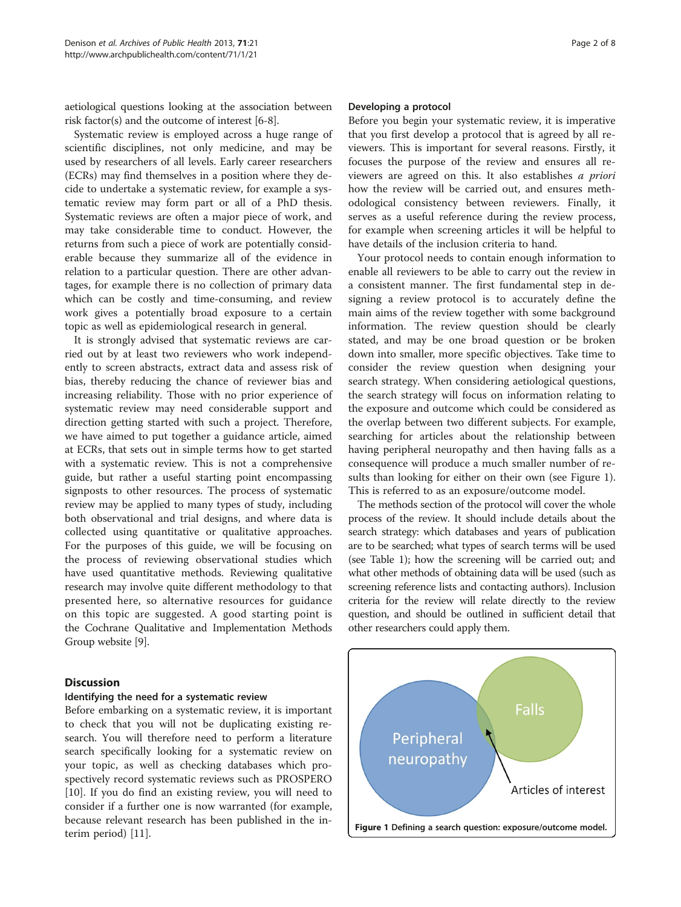aetiological questions looking at the association between risk factor(s) and the outcome of interest [6-8].

Systematic review is employed across a huge range of scientific disciplines, not only medicine, and may be used by researchers of all levels. Early career researchers (ECRs) may find themselves in a position where they decide to undertake a systematic review, for example a systematic review may form part or all of a PhD thesis. Systematic reviews are often a major piece of work, and may take considerable time to conduct. However, the returns from such a piece of work are potentially considerable because they summarize all of the evidence in relation to a particular question. There are other advantages, for example there is no collection of primary data which can be costly and time-consuming, and review work gives a potentially broad exposure to a certain topic as well as epidemiological research in general.

It is strongly advised that systematic reviews are carried out by at least two reviewers who work independently to screen abstracts, extract data and assess risk of bias, thereby reducing the chance of reviewer bias and increasing reliability. Those with no prior experience of systematic review may need considerable support and direction getting started with such a project. Therefore, we have aimed to put together a guidance article, aimed at ECRs, that sets out in simple terms how to get started with a systematic review. This is not a comprehensive guide, but rather a useful starting point encompassing signposts to other resources. The process of systematic review may be applied to many types of study, including both observational and trial designs, and where data is collected using quantitative or qualitative approaches. For the purposes of this guide, we will be focusing on the process of reviewing observational studies which have used quantitative methods. Reviewing qualitative research may involve quite different methodology to that presented here, so alternative resources for guidance on this topic are suggested. A good starting point is the Cochrane Qualitative and Implementation Methods Group website [9].

## Discussion

### Identifying the need for a systematic review

Before embarking on a systematic review, it is important to check that you will not be duplicating existing research. You will therefore need to perform a literature search specifically looking for a systematic review on your topic, as well as checking databases which prospectively record systematic reviews such as PROSPERO [10]. If you do find an existing review, you will need to consider if a further one is now warranted (for example, because relevant research has been published in the interim period) [11].

### Developing a protocol

Before you begin your systematic review, it is imperative that you first develop a protocol that is agreed by all reviewers. This is important for several reasons. Firstly, it focuses the purpose of the review and ensures all reviewers are agreed on this. It also establishes *a priori* how the review will be carried out, and ensures methodological consistency between reviewers. Finally, it serves as a useful reference during the review process, for example when screening articles it will be helpful to have details of the inclusion criteria to hand.

Your protocol needs to contain enough information to enable all reviewers to be able to carry out the review in a consistent manner. The first fundamental step in designing a review protocol is to accurately define the main aims of the review together with some background information. The review question should be clearly stated, and may be one broad question or be broken down into smaller, more specific objectives. Take time to consider the review question when designing your search strategy. When considering aetiological questions, the search strategy will focus on information relating to the exposure and outcome which could be considered as the overlap between two different subjects. For example, searching for articles about the relationship between having peripheral neuropathy and then having falls as a consequence will produce a much smaller number of results than looking for either on their own (see Figure 1). This is referred to as an exposure/outcome model.

The methods section of the protocol will cover the whole process of the review. It should include details about the search strategy: which databases and years of publication are to be searched; what types of search terms will be used (see Table 1); how the screening will be carried out; and what other methods of obtaining data will be used (such as screening reference lists and contacting authors). Inclusion criteria for the review will relate directly to the review question, and should be outlined in sufficient detail that other researchers could apply them.

**Figure 1** Defining a search question: exposure/outcome model.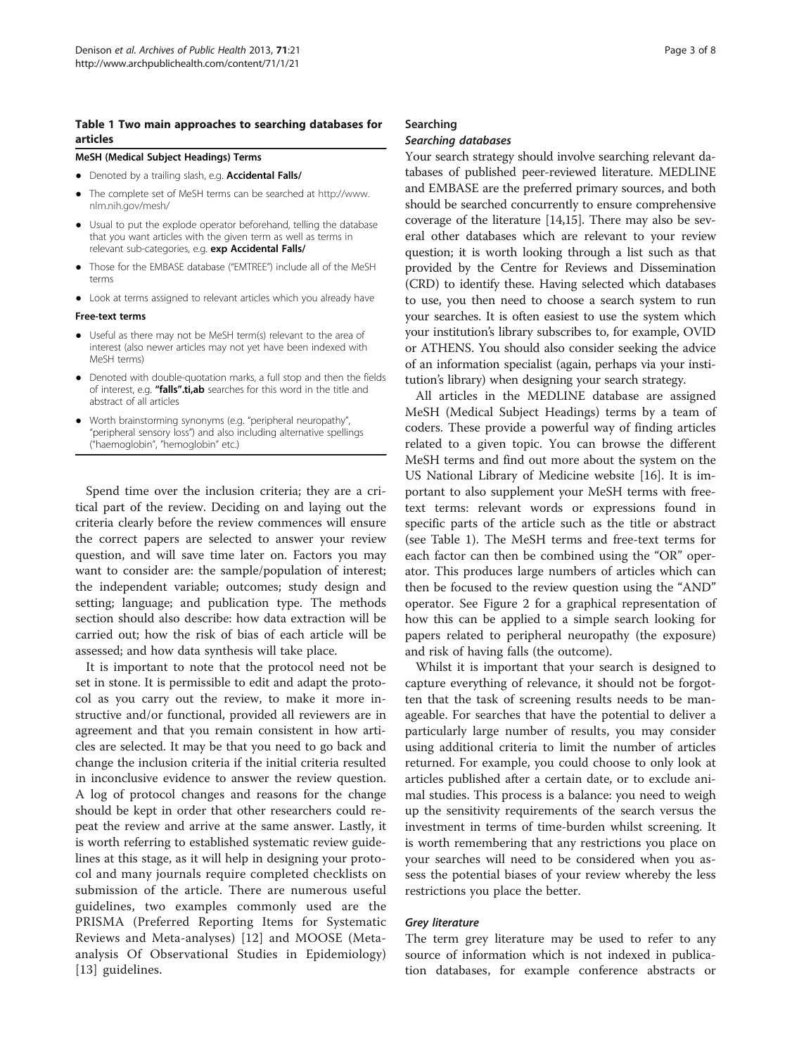**Table 1 Two main approaches to searching databases for articles**

**MeSH (Medical Subject Headings) Terms**

- Denoted by a trailing slash, e.g. **Accidental Falls/**
- The complete set of MeSH terms can be searched at http://www.nlm.nih.gov/mesh/
- Usual to put the explode operator beforehand, telling the database that you want articles with the given term as well as terms in relevant sub-categories, e.g. **exp Accidental Falls/**
- Those for the EMBASE database ("EMTREE") include all of the MeSH terms
- Look at terms assigned to relevant articles which you already have

**Free-text terms**

- Useful as there may not be MeSH term(s) relevant to the area of interest (also newer articles may not yet have been indexed with MeSH terms)
- Denoted with double-quotation marks, a full stop and then the fields of interest, e.g. **"falls".ti,ab** searches for this word in the title and abstract of all articles
- Worth brainstorming synonyms (e.g. "peripheral neuropathy", "peripheral sensory loss") and also including alternative spellings ("haemoglobin", "hemoglobin" etc.)

Spend time over the inclusion criteria; they are a critical part of the review. Deciding on and laying out the criteria clearly before the review commences will ensure the correct papers are selected to answer your review question, and will save time later on. Factors you may want to consider are: the sample/population of interest; the independent variable; outcomes; study design and setting; language; and publication type. The methods section should also describe: how data extraction will be carried out; how the risk of bias of each article will be assessed; and how data synthesis will take place.

It is important to note that the protocol need not be set in stone. It is permissible to edit and adapt the protocol as you carry out the review, to make it more instructive and/or functional, provided all reviewers are in agreement and that you remain consistent in how articles are selected. It may be that you need to go back and change the inclusion criteria if the initial criteria resulted in inconclusive evidence to answer the review question. A log of protocol changes and reasons for the change should be kept in order that other researchers could repeat the review and arrive at the same answer. Lastly, it is worth referring to established systematic review guidelines at this stage, as it will help in designing your protocol and many journals require completed checklists on submission of the article. There are numerous useful guidelines, two examples commonly used are the PRISMA (Preferred Reporting Items for Systematic Reviews and Meta-analyses) [12] and MOOSE (Meta-analysis Of Observational Studies in Epidemiology) [13] guidelines.

## Searching

### *Searching databases*

Your search strategy should involve searching relevant databases of published peer-reviewed literature. MEDLINE and EMBASE are the preferred primary sources, and both should be searched concurrently to ensure comprehensive coverage of the literature [14,15]. There may also be several other databases which are relevant to your review question; it is worth looking through a list such as that provided by the Centre for Reviews and Dissemination (CRD) to identify these. Having selected which databases to use, you then need to choose a search system to run your searches. It is often easiest to use the system which your institution's library subscribes to, for example, OVID or ATHENS. You should also consider seeking the advice of an information specialist (again, perhaps via your institution's library) when designing your search strategy.

All articles in the MEDLINE database are assigned MeSH (Medical Subject Headings) terms by a team of coders. These provide a powerful way of finding articles related to a given topic. You can browse the different MeSH terms and find out more about the system on the US National Library of Medicine website [16]. It is important to also supplement your MeSH terms with free-text terms: relevant words or expressions found in specific parts of the article such as the title or abstract (see Table 1). The MeSH terms and free-text terms for each factor can then be combined using the "OR" operator. This produces large numbers of articles which can then be focused to the review question using the "AND" operator. See Figure 2 for a graphical representation of how this can be applied to a simple search looking for papers related to peripheral neuropathy (the exposure) and risk of having falls (the outcome).

Whilst it is important that your search is designed to capture everything of relevance, it should not be forgotten that the task of screening results needs to be manageable. For searches that have the potential to deliver a particularly large number of results, you may consider using additional criteria to limit the number of articles returned. For example, you could choose to only look at articles published after a certain date, or to exclude animal studies. This process is a balance: you need to weigh up the sensitivity requirements of the search versus the investment in terms of time-burden whilst screening. It is worth remembering that any restrictions you place on your searches will need to be considered when you assess the potential biases of your review whereby the less restrictions you place the better.

### *Grey literature*

The term grey literature may be used to refer to any source of information which is not indexed in publication databases, for example conference abstracts or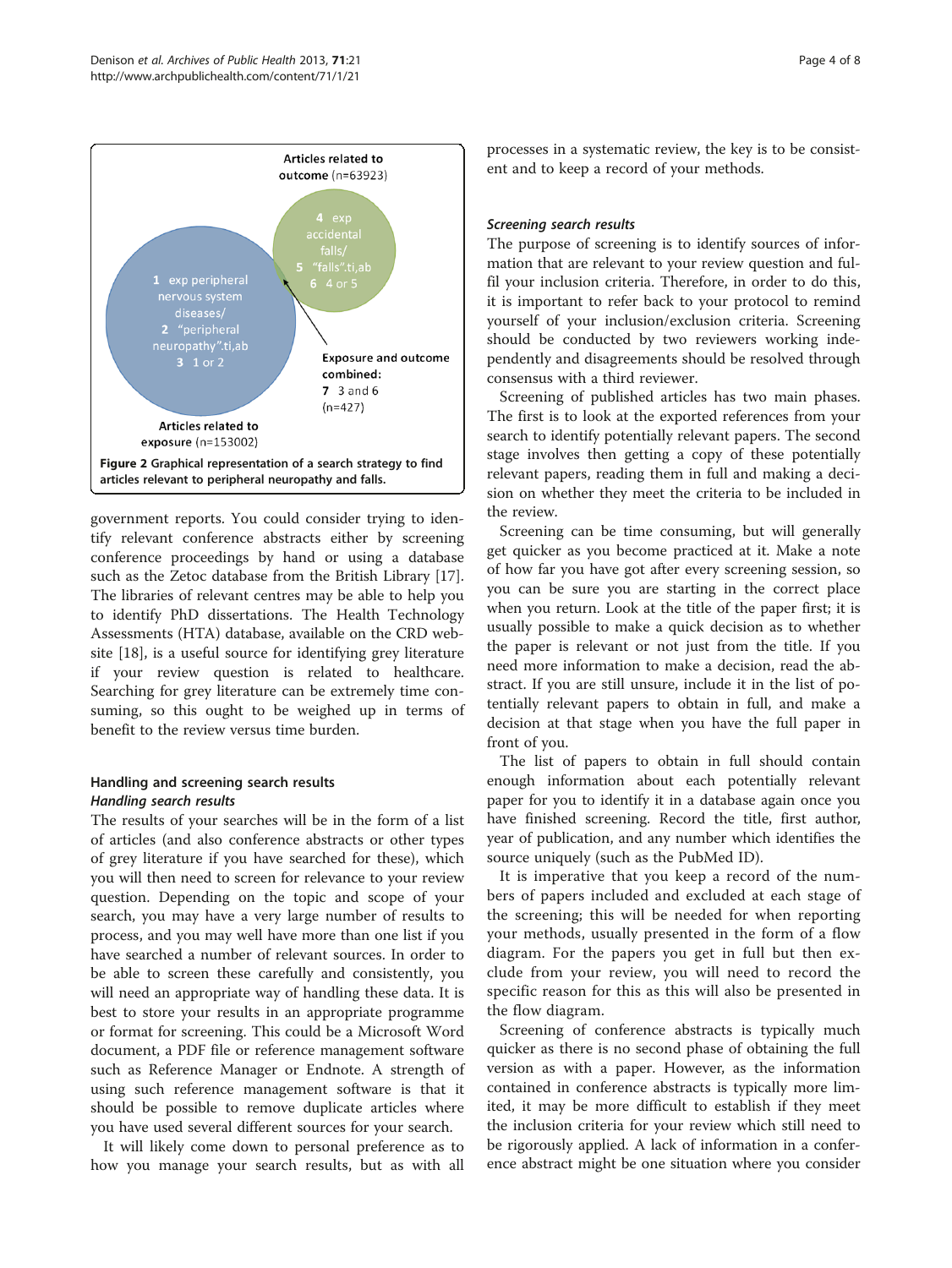Articles related to outcome (n=63923)

4 exp accidental falls/
5 "falls".ti,ab
6 4 or 5

1 exp peripheral nervous system diseases/
2 "peripheral neuropathy".ti,ab
3 1 or 2

Exposure and outcome combined:
7 3 and 6
(n=427)

Articles related to exposure (n=153002)

**Figure 2** Graphical representation of a search strategy to find articles relevant to peripheral neuropathy and falls.

government reports. You could consider trying to identify relevant conference abstracts either by screening conference proceedings by hand or using a database such as the Zetoc database from the British Library [17]. The libraries of relevant centres may be able to help you to identify PhD dissertations. The Health Technology Assessments (HTA) database, available on the CRD website [18], is a useful source for identifying grey literature if your review question is related to healthcare. Searching for grey literature can be extremely time consuming, so this ought to be weighed up in terms of benefit to the review versus time burden.

## Handling and screening search results

### *Handling search results*

The results of your searches will be in the form of a list of articles (and also conference abstracts or other types of grey literature if you have searched for these), which you will then need to screen for relevance to your review question. Depending on the topic and scope of your search, you may have a very large number of results to process, and you may well have more than one list if you have searched a number of relevant sources. In order to be able to screen these carefully and consistently, you will need an appropriate way of handling these data. It is best to store your results in an appropriate programme or format for screening. This could be a Microsoft Word document, a PDF file or reference management software such as Reference Manager or Endnote. A strength of using such reference management software is that it should be possible to remove duplicate articles where you have used several different sources for your search.

It will likely come down to personal preference as to how you manage your search results, but as with all processes in a systematic review, the key is to be consistent and to keep a record of your methods.

### *Screening search results*

The purpose of screening is to identify sources of information that are relevant to your review question and fulfil your inclusion criteria. Therefore, in order to do this, it is important to refer back to your protocol to remind yourself of your inclusion/exclusion criteria. Screening should be conducted by two reviewers working independently and disagreements should be resolved through consensus with a third reviewer.

Screening of published articles has two main phases. The first is to look at the exported references from your search to identify potentially relevant papers. The second stage involves then getting a copy of these potentially relevant papers, reading them in full and making a decision on whether they meet the criteria to be included in the review.

Screening can be time consuming, but will generally get quicker as you become practiced at it. Make a note of how far you have got after every screening session, so you can be sure you are starting in the correct place when you return. Look at the title of the paper first; it is usually possible to make a quick decision as to whether the paper is relevant or not just from the title. If you need more information to make a decision, read the abstract. If you are still unsure, include it in the list of potentially relevant papers to obtain in full, and make a decision at that stage when you have the full paper in front of you.

The list of papers to obtain in full should contain enough information about each potentially relevant paper for you to identify it in a database again once you have finished screening. Record the title, first author, year of publication, and any number which identifies the source uniquely (such as the PubMed ID).

It is imperative that you keep a record of the numbers of papers included and excluded at each stage of the screening; this will be needed for when reporting your methods, usually presented in the form of a flow diagram. For the papers you get in full but then exclude from your review, you will need to record the specific reason for this as this will also be presented in the flow diagram.

Screening of conference abstracts is typically much quicker as there is no second phase of obtaining the full version as with a paper. However, as the information contained in conference abstracts is typically more limited, it may be more difficult to establish if they meet the inclusion criteria for your review which still need to be rigorously applied. A lack of information in a conference abstract might be one situation where you consider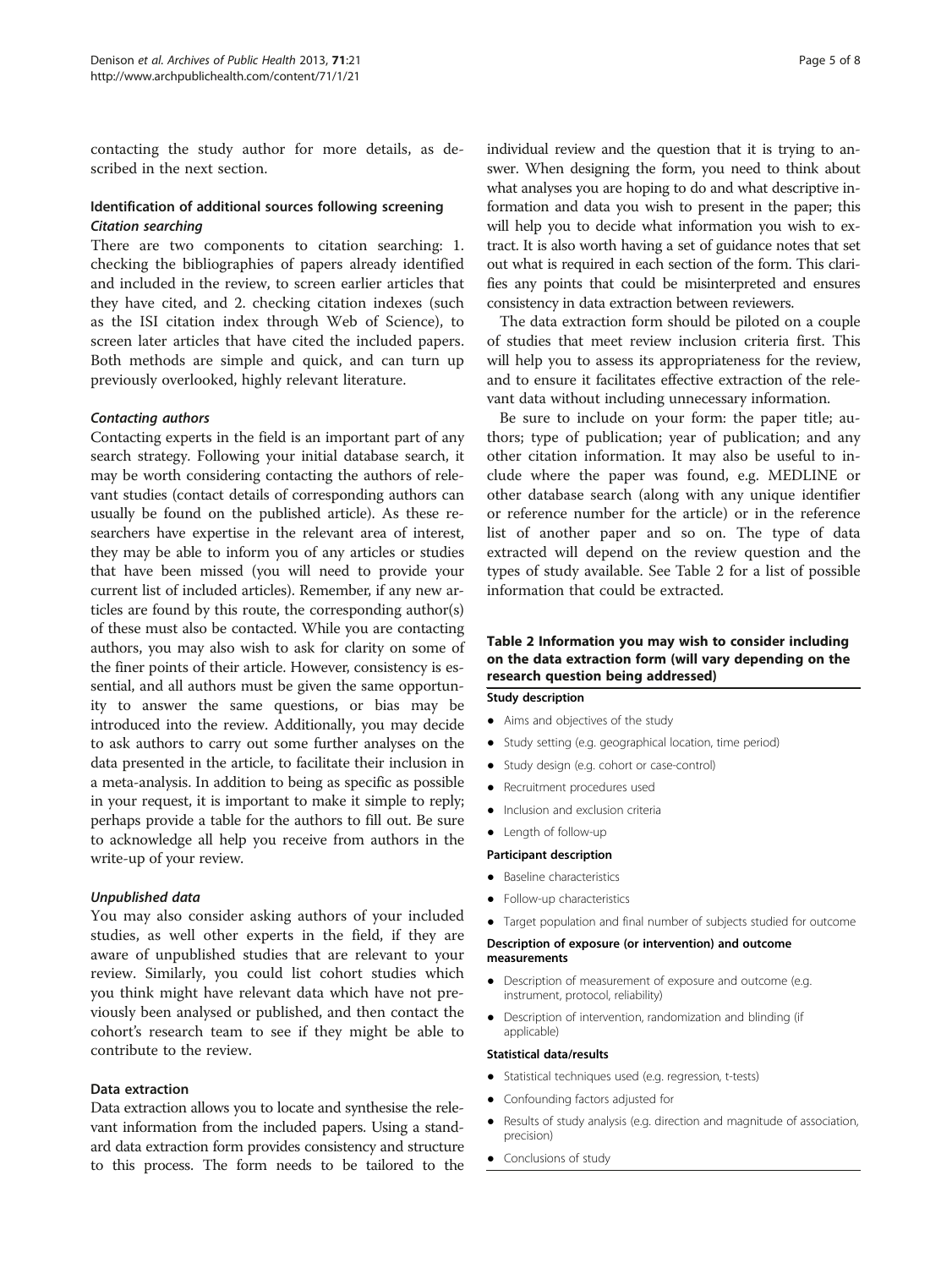contacting the study author for more details, as described in the next section.

### Identification of additional sources following screening

#### *Citation searching*

There are two components to citation searching: 1. checking the bibliographies of papers already identified and included in the review, to screen earlier articles that they have cited, and 2. checking citation indexes (such as the ISI citation index through Web of Science), to screen later articles that have cited the included papers. Both methods are simple and quick, and can turn up previously overlooked, highly relevant literature.

#### *Contacting authors*

Contacting experts in the field is an important part of any search strategy. Following your initial database search, it may be worth considering contacting the authors of relevant studies (contact details of corresponding authors can usually be found on the published article). As these researchers have expertise in the relevant area of interest, they may be able to inform you of any articles or studies that have been missed (you will need to provide your current list of included articles). Remember, if any new articles are found by this route, the corresponding author(s) of these must also be contacted. While you are contacting authors, you may also wish to ask for clarity on some of the finer points of their article. However, consistency is essential, and all authors must be given the same opportunity to answer the same questions, or bias may be introduced into the review. Additionally, you may decide to ask authors to carry out some further analyses on the data presented in the article, to facilitate their inclusion in a meta-analysis. In addition to being as specific as possible in your request, it is important to make it simple to reply; perhaps provide a table for the authors to fill out. Be sure to acknowledge all help you receive from authors in the write-up of your review.

#### *Unpublished data*

You may also consider asking authors of your included studies, as well other experts in the field, if they are aware of unpublished studies that are relevant to your review. Similarly, you could list cohort studies which you think might have relevant data which have not previously been analysed or published, and then contact the cohort's research team to see if they might be able to contribute to the review.

### Data extraction

Data extraction allows you to locate and synthesise the relevant information from the included papers. Using a standard data extraction form provides consistency and structure to this process. The form needs to be tailored to the individual review and the question that it is trying to answer. When designing the form, you need to think about what analyses you are hoping to do and what descriptive information and data you wish to present in the paper; this will help you to decide what information you wish to extract. It is also worth having a set of guidance notes that set out what is required in each section of the form. This clarifies any points that could be misinterpreted and ensures consistency in data extraction between reviewers.

The data extraction form should be piloted on a couple of studies that meet review inclusion criteria first. This will help you to assess its appropriateness for the review, and to ensure it facilitates effective extraction of the relevant data without including unnecessary information.

Be sure to include on your form: the paper title; authors; type of publication; year of publication; and any other citation information. It may also be useful to include where the paper was found, e.g. MEDLINE or other database search (along with any unique identifier or reference number for the article) or in the reference list of another paper and so on. The type of data extracted will depend on the review question and the types of study available. See Table 2 for a list of possible information that could be extracted.

**Table 2 Information you may wish to consider including on the data extraction form (will vary depending on the research question being addressed)**

**Study description**

- Aims and objectives of the study
- Study setting (e.g. geographical location, time period)
- Study design (e.g. cohort or case-control)
- Recruitment procedures used
- Inclusion and exclusion criteria
- Length of follow-up

**Participant description**

- Baseline characteristics
- Follow-up characteristics
- Target population and final number of subjects studied for outcome

**Description of exposure (or intervention) and outcome measurements**

- Description of measurement of exposure and outcome (e.g. instrument, protocol, reliability)
- Description of intervention, randomization and blinding (if applicable)

**Statistical data/results**

- Statistical techniques used (e.g. regression, t-tests)
- Confounding factors adjusted for
- Results of study analysis (e.g. direction and magnitude of association, precision)
- Conclusions of study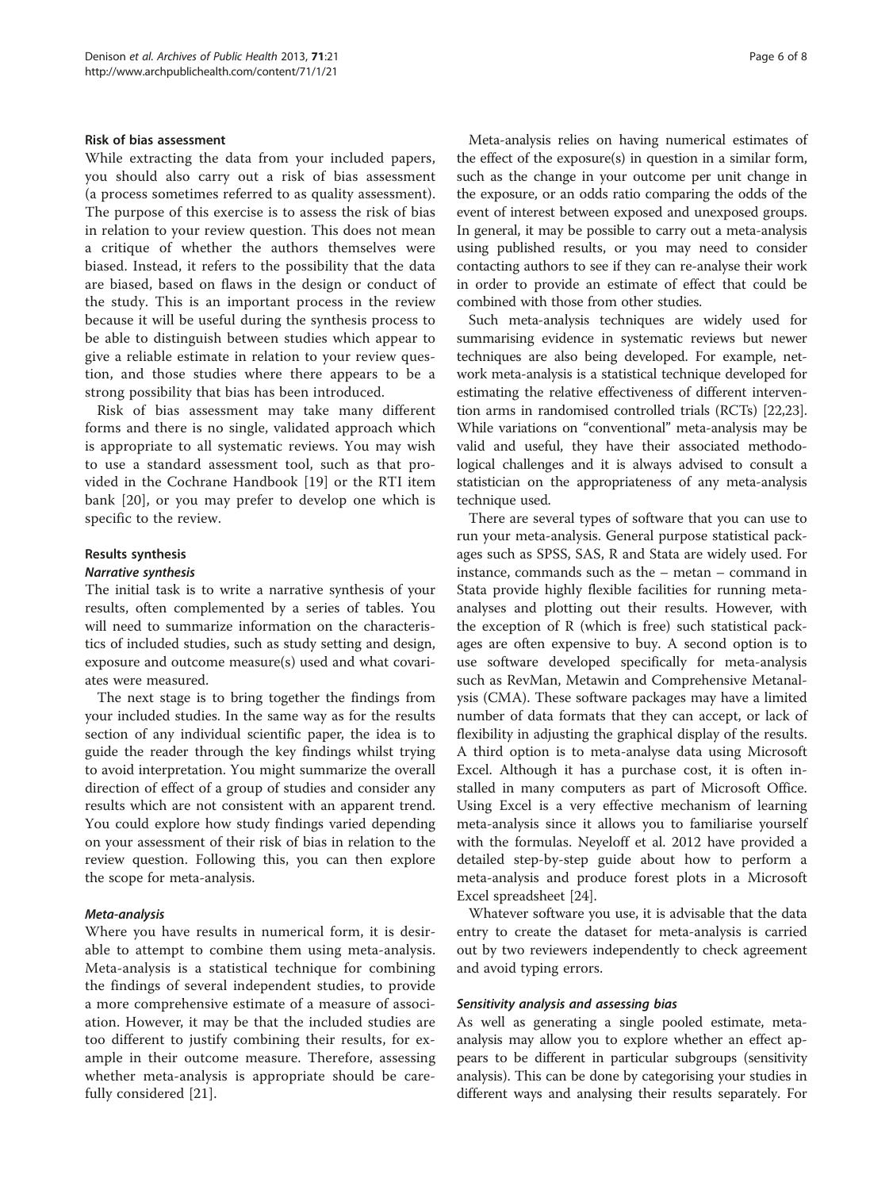### Risk of bias assessment

While extracting the data from your included papers, you should also carry out a risk of bias assessment (a process sometimes referred to as quality assessment). The purpose of this exercise is to assess the risk of bias in relation to your review question. This does not mean a critique of whether the authors themselves were biased. Instead, it refers to the possibility that the data are biased, based on flaws in the design or conduct of the study. This is an important process in the review because it will be useful during the synthesis process to be able to distinguish between studies which appear to give a reliable estimate in relation to your review question, and those studies where there appears to be a strong possibility that bias has been introduced.

Risk of bias assessment may take many different forms and there is no single, validated approach which is appropriate to all systematic reviews. You may wish to use a standard assessment tool, such as that provided in the Cochrane Handbook [19] or the RTI item bank [20], or you may prefer to develop one which is specific to the review.

### Results synthesis

#### *Narrative synthesis*

The initial task is to write a narrative synthesis of your results, often complemented by a series of tables. You will need to summarize information on the characteristics of included studies, such as study setting and design, exposure and outcome measure(s) used and what covariates were measured.

The next stage is to bring together the findings from your included studies. In the same way as for the results section of any individual scientific paper, the idea is to guide the reader through the key findings whilst trying to avoid interpretation. You might summarize the overall direction of effect of a group of studies and consider any results which are not consistent with an apparent trend. You could explore how study findings varied depending on your assessment of their risk of bias in relation to the review question. Following this, you can then explore the scope for meta-analysis.

#### *Meta-analysis*

Where you have results in numerical form, it is desirable to attempt to combine them using meta-analysis. Meta-analysis is a statistical technique for combining the findings of several independent studies, to provide a more comprehensive estimate of a measure of association. However, it may be that the included studies are too different to justify combining their results, for example in their outcome measure. Therefore, assessing whether meta-analysis is appropriate should be carefully considered [21].

Meta-analysis relies on having numerical estimates of the effect of the exposure(s) in question in a similar form, such as the change in your outcome per unit change in the exposure, or an odds ratio comparing the odds of the event of interest between exposed and unexposed groups. In general, it may be possible to carry out a meta-analysis using published results, or you may need to consider contacting authors to see if they can re-analyse their work in order to provide an estimate of effect that could be combined with those from other studies.

Such meta-analysis techniques are widely used for summarising evidence in systematic reviews but newer techniques are also being developed. For example, network meta-analysis is a statistical technique developed for estimating the relative effectiveness of different intervention arms in randomised controlled trials (RCTs) [22,23]. While variations on "conventional" meta-analysis may be valid and useful, they have their associated methodological challenges and it is always advised to consult a statistician on the appropriateness of any meta-analysis technique used.

There are several types of software that you can use to run your meta-analysis. General purpose statistical packages such as SPSS, SAS, R and Stata are widely used. For instance, commands such as the – metan – command in Stata provide highly flexible facilities for running meta-analyses and plotting out their results. However, with the exception of R (which is free) such statistical packages are often expensive to buy. A second option is to use software developed specifically for meta-analysis such as RevMan, Metawin and Comprehensive Metanalysis (CMA). These software packages may have a limited number of data formats that they can accept, or lack of flexibility in adjusting the graphical display of the results. A third option is to meta-analyse data using Microsoft Excel. Although it has a purchase cost, it is often installed in many computers as part of Microsoft Office. Using Excel is a very effective mechanism of learning meta-analysis since it allows you to familiarise yourself with the formulas. Neyeloff et al. 2012 have provided a detailed step-by-step guide about how to perform a meta-analysis and produce forest plots in a Microsoft Excel spreadsheet [24].

Whatever software you use, it is advisable that the data entry to create the dataset for meta-analysis is carried out by two reviewers independently to check agreement and avoid typing errors.

#### *Sensitivity analysis and assessing bias*

As well as generating a single pooled estimate, meta-analysis may allow you to explore whether an effect appears to be different in particular subgroups (sensitivity analysis). This can be done by categorising your studies in different ways and analysing their results separately. For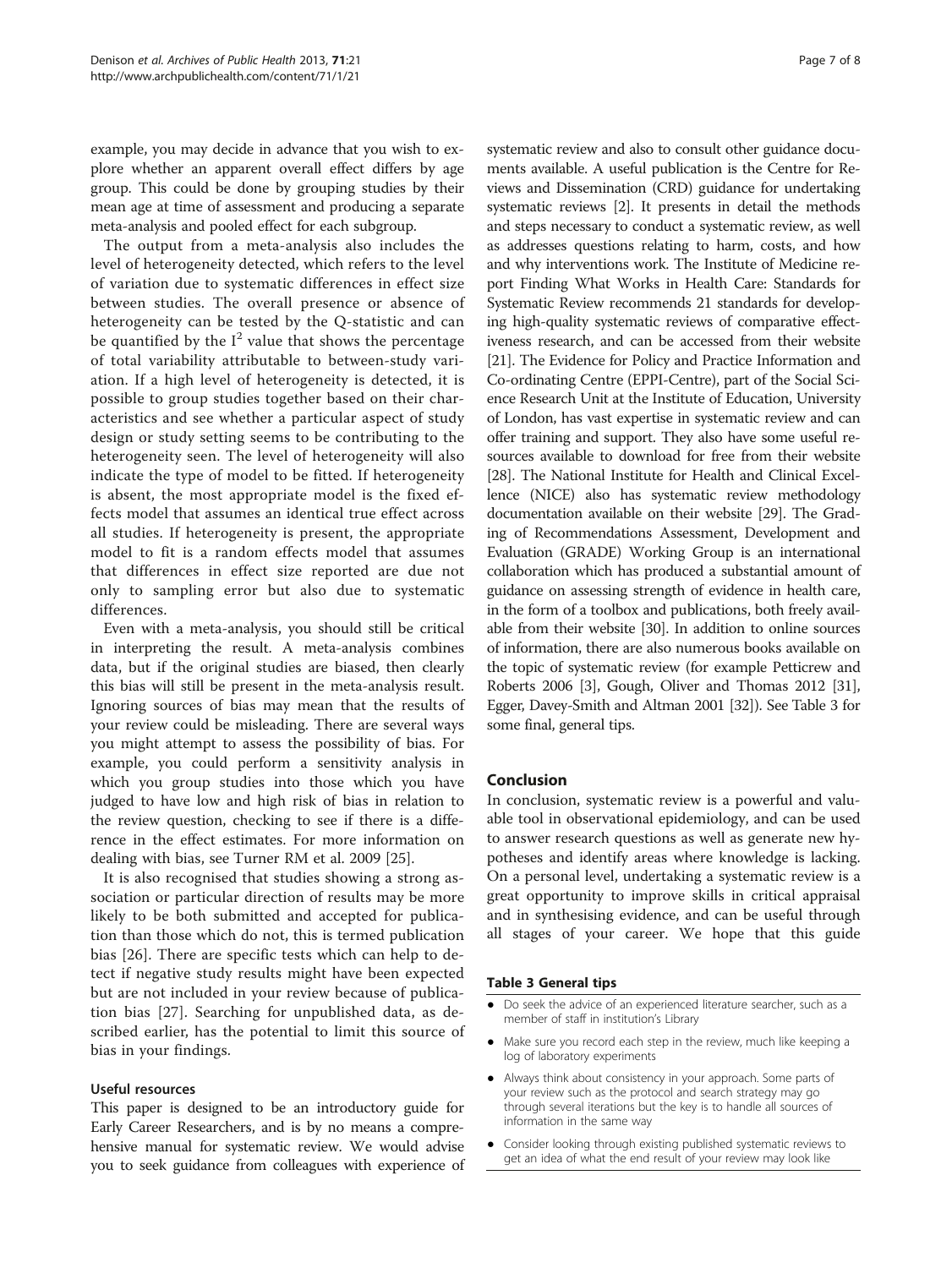example, you may decide in advance that you wish to explore whether an apparent overall effect differs by age group. This could be done by grouping studies by their mean age at time of assessment and producing a separate meta-analysis and pooled effect for each subgroup.

The output from a meta-analysis also includes the level of heterogeneity detected, which refers to the level of variation due to systematic differences in effect size between studies. The overall presence or absence of heterogeneity can be tested by the Q-statistic and can be quantified by the $I^2$ value that shows the percentage of total variability attributable to between-study variation. If a high level of heterogeneity is detected, it is possible to group studies together based on their characteristics and see whether a particular aspect of study design or study setting seems to be contributing to the heterogeneity seen. The level of heterogeneity will also indicate the type of model to be fitted. If heterogeneity is absent, the most appropriate model is the fixed effects model that assumes an identical true effect across all studies. If heterogeneity is present, the appropriate model to fit is a random effects model that assumes that differences in effect size reported are due not only to sampling error but also due to systematic differences.

Even with a meta-analysis, you should still be critical in interpreting the result. A meta-analysis combines data, but if the original studies are biased, then clearly this bias will still be present in the meta-analysis result. Ignoring sources of bias may mean that the results of your review could be misleading. There are several ways you might attempt to assess the possibility of bias. For example, you could perform a sensitivity analysis in which you group studies into those which you have judged to have low and high risk of bias in relation to the review question, checking to see if there is a difference in the effect estimates. For more information on dealing with bias, see Turner RM et al. 2009 [25].

It is also recognised that studies showing a strong association or particular direction of results may be more likely to be both submitted and accepted for publication than those which do not, this is termed publication bias [26]. There are specific tests which can help to detect if negative study results might have been expected but are not included in your review because of publication bias [27]. Searching for unpublished data, as described earlier, has the potential to limit this source of bias in your findings.

### Useful resources

This paper is designed to be an introductory guide for Early Career Researchers, and is by no means a comprehensive manual for systematic review. We would advise you to seek guidance from colleagues with experience of systematic review and also to consult other guidance documents available. A useful publication is the Centre for Reviews and Dissemination (CRD) guidance for undertaking systematic reviews [2]. It presents in detail the methods and steps necessary to conduct a systematic review, as well as addresses questions relating to harm, costs, and how and why interventions work. The Institute of Medicine report Finding What Works in Health Care: Standards for Systematic Review recommends 21 standards for developing high-quality systematic reviews of comparative effectiveness research, and can be accessed from their website [21]. The Evidence for Policy and Practice Information and Co-ordinating Centre (EPPI-Centre), part of the Social Science Research Unit at the Institute of Education, University of London, has vast expertise in systematic review and can offer training and support. They also have some useful resources available to download for free from their website [28]. The National Institute for Health and Clinical Excellence (NICE) also has systematic review methodology documentation available on their website [29]. The Grading of Recommendations Assessment, Development and Evaluation (GRADE) Working Group is an international collaboration which has produced a substantial amount of guidance on assessing strength of evidence in health care, in the form of a toolbox and publications, both freely available from their website [30]. In addition to online sources of information, there are also numerous books available on the topic of systematic review (for example Petticrew and Roberts 2006 [3], Gough, Oliver and Thomas 2012 [31], Egger, Davey-Smith and Altman 2001 [32]). See Table 3 for some final, general tips.

## Conclusion

In conclusion, systematic review is a powerful and valuable tool in observational epidemiology, and can be used to answer research questions as well as generate new hypotheses and identify areas where knowledge is lacking. On a personal level, undertaking a systematic review is a great opportunity to improve skills in critical appraisal and in synthesising evidence, and can be useful through all stages of your career. We hope that this guide

**Table 3 General tips**

- Do seek the advice of an experienced literature searcher, such as a member of staff in institution's Library
- Make sure you record each step in the review, much like keeping a log of laboratory experiments
- Always think about consistency in your approach. Some parts of your review such as the protocol and search strategy may go through several iterations but the key is to handle all sources of information in the same way
- Consider looking through existing published systematic reviews to get an idea of what the end result of your review may look like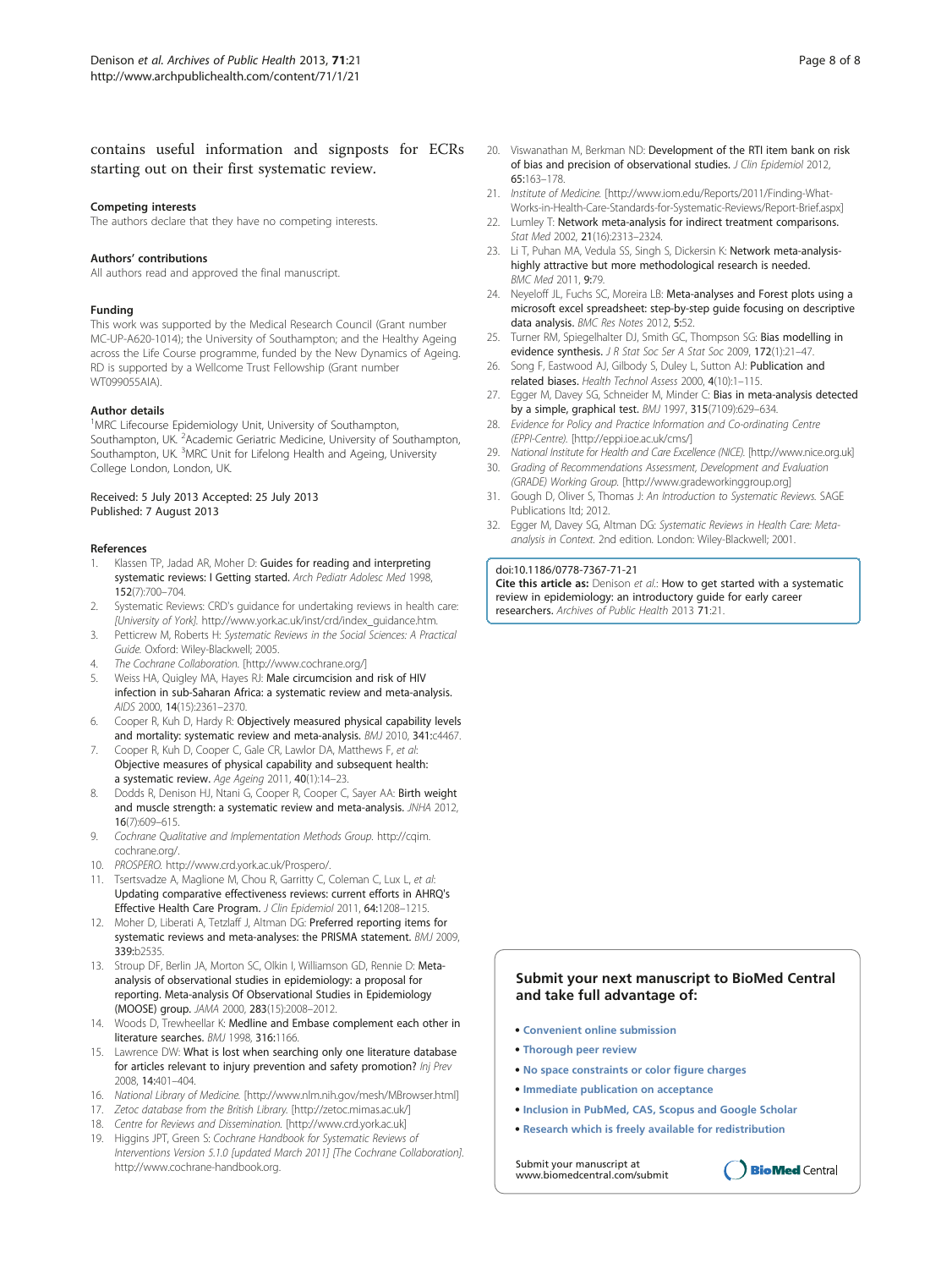contains useful information and signposts for ECRs starting out on their first systematic review.

#### Competing interests

The authors declare that they have no competing interests.

#### Authors' contributions

All authors read and approved the final manuscript.

#### Funding

This work was supported by the Medical Research Council (Grant number MC-UP-A620-1014); the University of Southampton; and the Healthy Ageing across the Life Course programme, funded by the New Dynamics of Ageing. RD is supported by a Wellcome Trust Fellowship (Grant number WT099055AIA).

#### Author details

[1]MRC Lifecourse Epidemiology Unit, University of Southampton, Southampton, UK. [2]Academic Geriatric Medicine, University of Southampton, Southampton, UK. [3]MRC Unit for Lifelong Health and Ageing, University College London, London, UK.

Received: 5 July 2013 Accepted: 25 July 2013
Published: 7 August 2013

#### References

1. Klassen TP, Jadad AR, Moher D: **Guides for reading and interpreting systematic reviews: I Getting started.** *Arch Pediatr Adolesc Med* 1998, **152**(7):700–704.
2. Systematic Reviews: CRD's guidance for undertaking reviews in health care: *[University of York]*. http://www.york.ac.uk/inst/crd/index_guidance.htm.
3. Petticrew M, Roberts H: *Systematic Reviews in the Social Sciences: A Practical Guide.* Oxford: Wiley-Blackwell; 2005.
4. *The Cochrane Collaboration.* [http://www.cochrane.org/]
5. Weiss HA, Quigley MA, Hayes RJ: **Male circumcision and risk of HIV infection in sub-Saharan Africa: a systematic review and meta-analysis.** *AIDS* 2000, **14**(15):2361–2370.
6. Cooper R, Kuh D, Hardy R: **Objectively measured physical capability levels and mortality: systematic review and meta-analysis.** *BMJ* 2010, **341**:c4467.
7. Cooper R, Kuh D, Cooper C, Gale CR, Lawlor DA, Matthews F, *et al*: **Objective measures of physical capability and subsequent health: a systematic review.** *Age Ageing* 2011, **40**(1):14–23.
8. Dodds R, Denison HJ, Ntani G, Cooper R, Cooper C, Sayer AA: **Birth weight and muscle strength: a systematic review and meta-analysis.** *JNHA* 2012, **16**(7):609–615.
9. *Cochrane Qualitative and Implementation Methods Group.* http://cqim.cochrane.org/.
10. *PROSPERO.* http://www.crd.york.ac.uk/Prospero/.
11. Tsertsvadze A, Maglione M, Chou R, Garritty C, Coleman C, Lux L, *et al*: **Updating comparative effectiveness reviews: current efforts in AHRQ's Effective Health Care Program.** *J Clin Epidemiol* 2011, **64**:1208–1215.
12. Moher D, Liberati A, Tetzlaff J, Altman DG: **Preferred reporting items for systematic reviews and meta-analyses: the PRISMA statement.** *BMJ* 2009, **339**:b2535.
13. Stroup DF, Berlin JA, Morton SC, Olkin I, Williamson GD, Rennie D: **Meta-analysis of observational studies in epidemiology: a proposal for reporting. Meta-analysis Of Observational Studies in Epidemiology (MOOSE) group.** *JAMA* 2000, **283**(15):2008–2012.
14. Woods D, Trewheellar K: **Medline and Embase complement each other in literature searches.** *BMJ* 1998, **316**:1166.
15. Lawrence DW: **What is lost when searching only one literature database for articles relevant to injury prevention and safety promotion?** *Inj Prev* 2008, **14**:401–404.
16. *National Library of Medicine.* [http://www.nlm.nih.gov/mesh/MBrowser.html]
17. *Zetoc database from the British Library.* [http://zetoc.mimas.ac.uk/]
18. *Centre for Reviews and Dissemination.* [http://www.crd.york.ac.uk]
19. Higgins JPT, Green S: *Cochrane Handbook for Systematic Reviews of Interventions Version 5.1.0 [updated March 2011] [The Cochrane Collaboration].* http://www.cochrane-handbook.org.
20. Viswanathan M, Berkman ND: **Development of the RTI item bank on risk of bias and precision of observational studies.** *J Clin Epidemiol* 2012, **65**:163–178.
21. *Institute of Medicine.* [http://www.iom.edu/Reports/2011/Finding-What-Works-in-Health-Care-Standards-for-Systematic-Reviews/Report-Brief.aspx]
22. Lumley T: **Network meta-analysis for indirect treatment comparisons.** *Stat Med* 2002, **21**(16):2313–2324.
23. Li T, Puhan MA, Vedula SS, Singh S, Dickersin K: **Network meta-analysis-highly attractive but more methodological research is needed.** *BMC Med* 2011, **9**:79.
24. Neyeloff JL, Fuchs SC, Moreira LB: **Meta-analyses and Forest plots using a microsoft excel spreadsheet: step-by-step guide focusing on descriptive data analysis.** *BMC Res Notes* 2012, **5**:52.
25. Turner RM, Spiegelhalter DJ, Smith GC, Thompson SG: **Bias modelling in evidence synthesis.** *J R Stat Soc Ser A Stat Soc* 2009, **172**(1):21–47.
26. Song F, Eastwood AJ, Gilbody S, Duley L, Sutton AJ: **Publication and related biases.** *Health Technol Assess* 2000, **4**(10):1–115.
27. Egger M, Davey SG, Schneider M, Minder C: **Bias in meta-analysis detected by a simple, graphical test.** *BMJ* 1997, **315**(7109):629–634.
28. *Evidence for Policy and Practice Information and Co-ordinating Centre (EPPI-Centre).* [http://eppi.ioe.ac.uk/cms/]
29. *National Institute for Health and Care Excellence (NICE).* [http://www.nice.org.uk]
30. *Grading of Recommendations Assessment, Development and Evaluation (GRADE) Working Group.* [http://www.gradeworkinggroup.org]
31. Gough D, Oliver S, Thomas J: *An Introduction to Systematic Reviews.* SAGE Publications ltd; 2012.
32. Egger M, Davey SG, Altman DG: *Systematic Reviews in Health Care: Meta-analysis in Context.* 2nd edition. London: Wiley-Blackwell; 2001.

doi:10.1186/0778-7367-71-21
**Cite this article as:** Denison *et al.*: How to get started with a systematic review in epidemiology: an introductory guide for early career researchers. *Archives of Public Health* 2013 **71**:21.

**Submit your next manuscript to BioMed Central and take full advantage of:**

- Convenient online submission
- Thorough peer review
- No space constraints or color figure charges
- Immediate publication on acceptance
- Inclusion in PubMed, CAS, Scopus and Google Scholar
- Research which is freely available for redistribution

Submit your manuscript at
www.biomedcentral.com/submit

BioMed Central